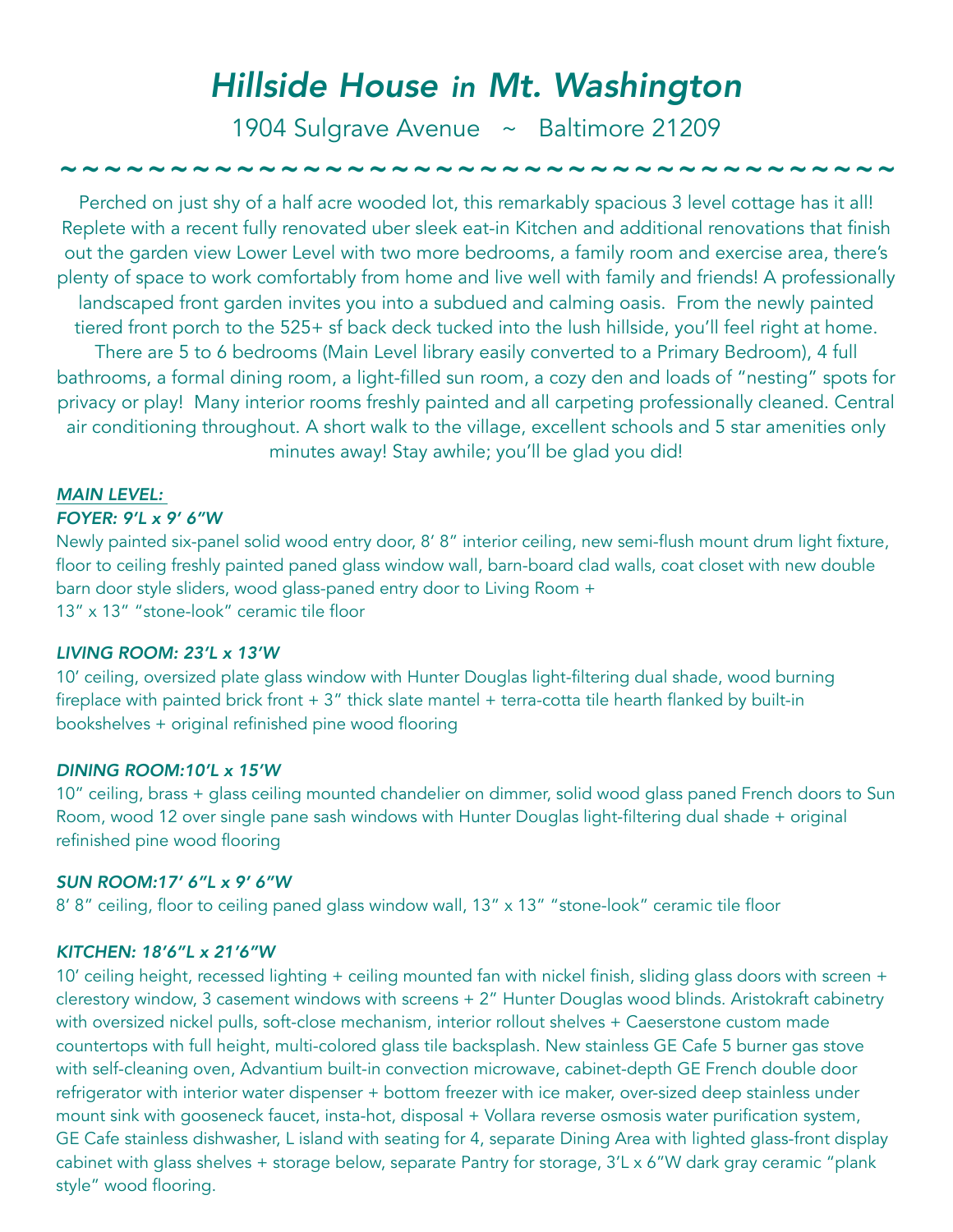# *Hillside House in Mt. Washington*

1904 Sulgrave Avenue ~ Baltimore 21209

~~~~~~~~~~~~~~~~~~~~~~~~~~~~~~~~~~~~~~~~

Perched on just shy of a half acre wooded lot, this remarkably spacious 3 level cottage has it all! Replete with a recent fully renovated uber sleek eat-in Kitchen and additional renovations that finish out the garden view Lower Level with two more bedrooms, a family room and exercise area, there's plenty of space to work comfortably from home and live well with family and friends! A professionally landscaped front garden invites you into a subdued and calming oasis. From the newly painted tiered front porch to the 525+ sf back deck tucked into the lush hillside, you'll feel right at home. There are 5 to 6 bedrooms (Main Level library easily converted to a Primary Bedroom), 4 full bathrooms, a formal dining room, a light-filled sun room, a cozy den and loads of "nesting" spots for privacy or play! Many interior rooms freshly painted and all carpeting professionally cleaned. Central air conditioning throughout. A short walk to the village, excellent schools and 5 star amenities only minutes away! Stay awhile; you'll be glad you did!

***MAIN LEVEL:***

***FOYER: 9'L x 9' 6"W***

Newly painted six-panel solid wood entry door, 8' 8" interior ceiling, new semi-flush mount drum light fixture, floor to ceiling freshly painted paned glass window wall, barn-board clad walls, coat closet with new double barn door style sliders, wood glass-paned entry door to Living Room +
13" x 13" "stone-look" ceramic tile floor

***LIVING ROOM: 23'L x 13'W***

10' ceiling, oversized plate glass window with Hunter Douglas light-filtering dual shade, wood burning fireplace with painted brick front + 3" thick slate mantel + terra-cotta tile hearth flanked by built-in bookshelves + original refinished pine wood flooring

***DINING ROOM:10'L x 15'W***

10" ceiling, brass + glass ceiling mounted chandelier on dimmer, solid wood glass paned French doors to Sun Room, wood 12 over single pane sash windows with Hunter Douglas light-filtering dual shade + original refinished pine wood flooring

***SUN ROOM:17' 6"L x 9' 6"W***

8' 8" ceiling, floor to ceiling paned glass window wall, 13" x 13" "stone-look" ceramic tile floor

***KITCHEN: 18'6"L x 21'6"W***

10' ceiling height, recessed lighting + ceiling mounted fan with nickel finish, sliding glass doors with screen + clerestory window, 3 casement windows with screens + 2" Hunter Douglas wood blinds. Aristokraft cabinetry with oversized nickel pulls, soft-close mechanism, interior rollout shelves + Caeserstone custom made countertops with full height, multi-colored glass tile backsplash. New stainless GE Cafe 5 burner gas stove with self-cleaning oven, Advantium built-in convection microwave, cabinet-depth GE French double door refrigerator with interior water dispenser + bottom freezer with ice maker, over-sized deep stainless under mount sink with gooseneck faucet, insta-hot, disposal + Vollara reverse osmosis water purification system, GE Cafe stainless dishwasher, L island with seating for 4, separate Dining Area with lighted glass-front display cabinet with glass shelves + storage below, separate Pantry for storage, 3'L x 6"W dark gray ceramic "plank style" wood flooring.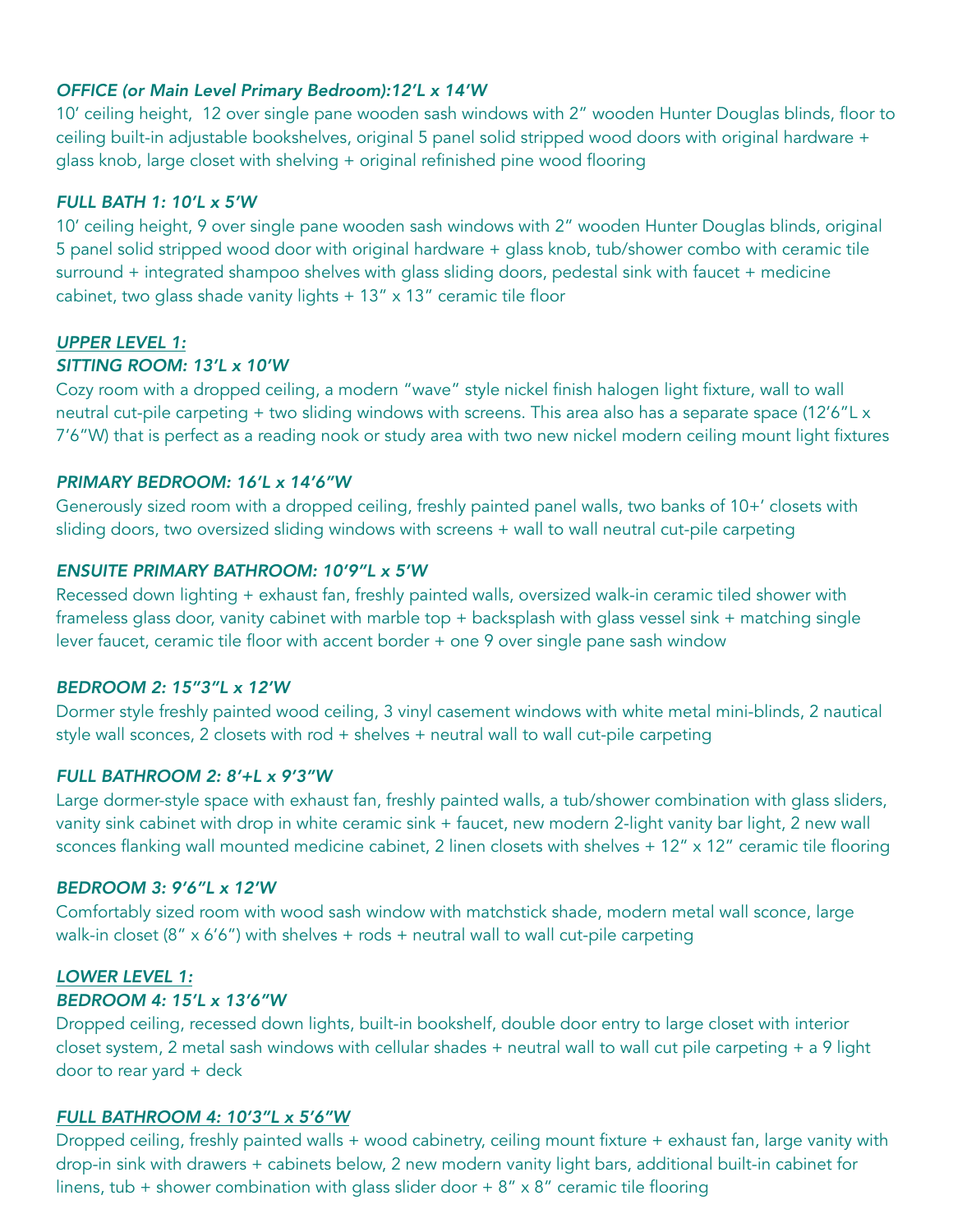*OFFICE (or Main Level Primary Bedroom):12'L x 14'W*

10' ceiling height, 12 over single pane wooden sash windows with 2" wooden Hunter Douglas blinds, floor to ceiling built-in adjustable bookshelves, original 5 panel solid stripped wood doors with original hardware + glass knob, large closet with shelving + original refinished pine wood flooring

*FULL BATH 1: 10'L x 5'W*

10' ceiling height, 9 over single pane wooden sash windows with 2" wooden Hunter Douglas blinds, original 5 panel solid stripped wood door with original hardware + glass knob, tub/shower combo with ceramic tile surround + integrated shampoo shelves with glass sliding doors, pedestal sink with faucet + medicine cabinet, two glass shade vanity lights + 13" x 13" ceramic tile floor

*UPPER LEVEL 1:*

*SITTING ROOM: 13'L x 10'W*

Cozy room with a dropped ceiling, a modern "wave" style nickel finish halogen light fixture, wall to wall neutral cut-pile carpeting + two sliding windows with screens. This area also has a separate space (12'6"L x 7'6"W) that is perfect as a reading nook or study area with two new nickel modern ceiling mount light fixtures

*PRIMARY BEDROOM: 16'L x 14'6"W*

Generously sized room with a dropped ceiling, freshly painted panel walls, two banks of 10+' closets with sliding doors, two oversized sliding windows with screens + wall to wall neutral cut-pile carpeting

*ENSUITE PRIMARY BATHROOM: 10'9"L x 5'W*

Recessed down lighting + exhaust fan, freshly painted walls, oversized walk-in ceramic tiled shower with frameless glass door, vanity cabinet with marble top + backsplash with glass vessel sink + matching single lever faucet, ceramic tile floor with accent border + one 9 over single pane sash window

*BEDROOM 2: 15"3"L x 12'W*

Dormer style freshly painted wood ceiling, 3 vinyl casement windows with white metal mini-blinds, 2 nautical style wall sconces, 2 closets with rod + shelves + neutral wall to wall cut-pile carpeting

*FULL BATHROOM 2: 8'+L x 9'3"W*

Large dormer-style space with exhaust fan, freshly painted walls, a tub/shower combination with glass sliders, vanity sink cabinet with drop in white ceramic sink + faucet, new modern 2-light vanity bar light, 2 new wall sconces flanking wall mounted medicine cabinet, 2 linen closets with shelves + 12" x 12" ceramic tile flooring

*BEDROOM 3: 9'6"L x 12'W*

Comfortably sized room with wood sash window with matchstick shade, modern metal wall sconce, large walk-in closet (8" x 6'6") with shelves + rods + neutral wall to wall cut-pile carpeting

*LOWER LEVEL 1:*

*BEDROOM 4: 15'L x 13'6"W*

Dropped ceiling, recessed down lights, built-in bookshelf, double door entry to large closet with interior closet system, 2 metal sash windows with cellular shades + neutral wall to wall cut pile carpeting + a 9 light door to rear yard + deck

*FULL BATHROOM 4: 10'3"L x 5'6"W*

Dropped ceiling, freshly painted walls + wood cabinetry, ceiling mount fixture + exhaust fan, large vanity with drop-in sink with drawers + cabinets below, 2 new modern vanity light bars, additional built-in cabinet for linens, tub + shower combination with glass slider door + 8" x 8" ceramic tile flooring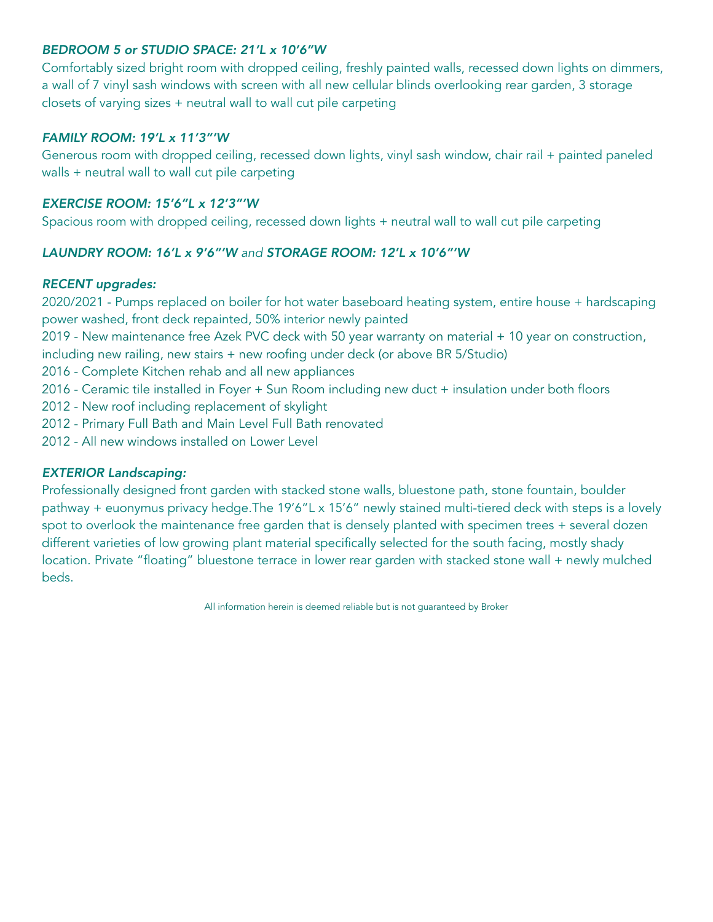***BEDROOM 5 or STUDIO SPACE: 21'L x 10'6"W***

Comfortably sized bright room with dropped ceiling, freshly painted walls, recessed down lights on dimmers, a wall of 7 vinyl sash windows with screen with all new cellular blinds overlooking rear garden, 3 storage closets of varying sizes + neutral wall to wall cut pile carpeting

***FAMILY ROOM: 19'L x 11'3"'W***

Generous room with dropped ceiling, recessed down lights, vinyl sash window, chair rail + painted paneled walls + neutral wall to wall cut pile carpeting

***EXERCISE ROOM: 15'6"L x 12'3"'W***

Spacious room with dropped ceiling, recessed down lights + neutral wall to wall cut pile carpeting

***LAUNDRY ROOM: 16'L x 9'6"'W*** *and* ***STORAGE ROOM: 12'L x 10'6"'W***

***RECENT upgrades:***

2020/2021 - Pumps replaced on boiler for hot water baseboard heating system, entire house + hardscaping power washed, front deck repainted, 50% interior newly painted
2019 - New maintenance free Azek PVC deck with 50 year warranty on material + 10 year on construction, including new railing, new stairs + new roofing under deck (or above BR 5/Studio)
2016 - Complete Kitchen rehab and all new appliances
2016 - Ceramic tile installed in Foyer + Sun Room including new duct + insulation under both floors
2012 - New roof including replacement of skylight
2012 - Primary Full Bath and Main Level Full Bath renovated
2012 - All new windows installed on Lower Level

***EXTERIOR Landscaping:***

Professionally designed front garden with stacked stone walls, bluestone path, stone fountain, boulder pathway + euonymus privacy hedge.The 19'6"L x 15'6" newly stained multi-tiered deck with steps is a lovely spot to overlook the maintenance free garden that is densely planted with specimen trees + several dozen different varieties of low growing plant material specifically selected for the south facing, mostly shady location. Private "floating" bluestone terrace in lower rear garden with stacked stone wall + newly mulched beds.

All information herein is deemed reliable but is not guaranteed by Broker